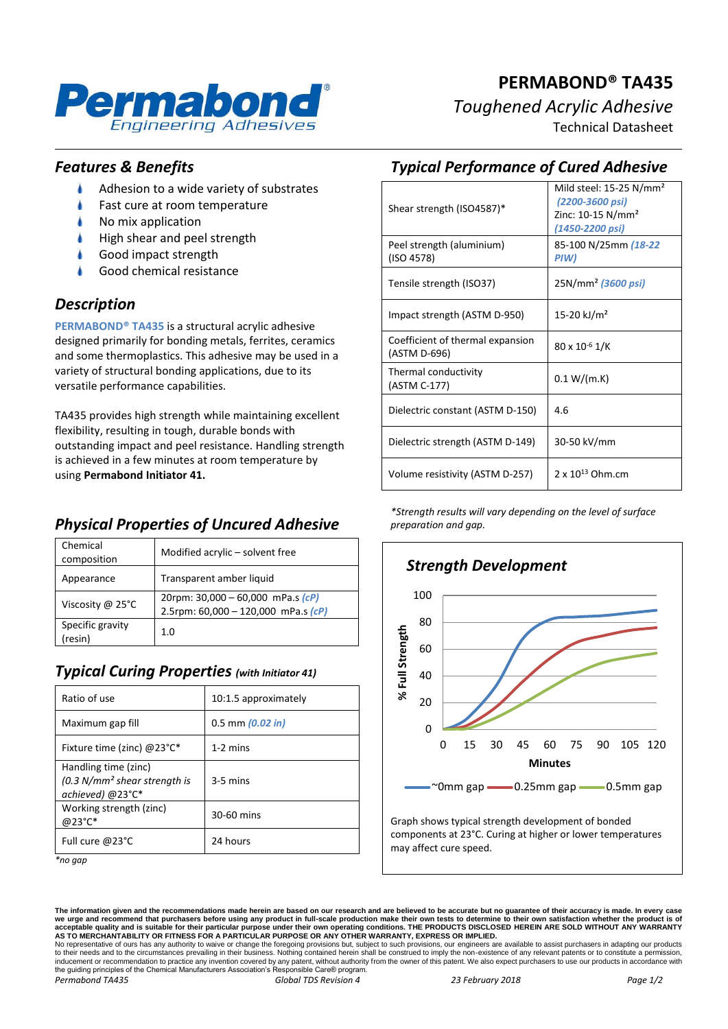# PERMABOND® TA435

*Toughened Acrylic Adhesive*

Technical Datasheet

## *Features & Benefits*

- Adhesion to a wide variety of substrates
- Fast cure at room temperature
- No mix application
- High shear and peel strength
- Good impact strength
- Good chemical resistance

## *Description*

**PERMABOND® TA435** is a structural acrylic adhesive designed primarily for bonding metals, ferrites, ceramics and some thermoplastics. This adhesive may be used in a variety of structural bonding applications, due to its versatile performance capabilities.

TA435 provides high strength while maintaining excellent flexibility, resulting in tough, durable bonds with outstanding impact and peel resistance. Handling strength is achieved in a few minutes at room temperature by using **Permabond Initiator 41.**

## *Physical Properties of Uncured Adhesive*

| Chemical composition | Modified acrylic – solvent free |
|---|---|
| Appearance | Transparent amber liquid |
| Viscosity @ 25°C | 20rpm: 30,000 – 60,000 mPa.s *(cP)*<br>2.5rpm: 60,000 – 120,000 mPa.s *(cP)* |
| Specific gravity (resin) | 1.0 |

## *Typical Curing Properties (with Initiator 41)*

| Ratio of use | 10:1.5 approximately |
|---|---|
| Maximum gap fill | 0.5 mm *(0.02 in)* |
| Fixture time (zinc) @23°C* | 1-2 mins |
| Handling time (zinc) *(0.3 N/mm² shear strength is achieved)* @23°C* | 3-5 mins |
| Working strength (zinc) @23°C* | 30-60 mins |
| Full cure @23°C | 24 hours |

*\*no gap*

## *Typical Performance of Cured Adhesive*

| Shear strength (ISO4587)* | Mild steel: 15-25 N/mm² *(2200-3600 psi)*<br>Zinc: 10-15 N/mm² *(1450-2200 psi)* |
|---|---|
| Peel strength (aluminium) (ISO 4578) | 85-100 N/25mm *(18-22 PIW)* |
| Tensile strength (ISO37) | 25N/mm² *(3600 psi)* |
| Impact strength (ASTM D-950) | 15-20 kJ/m² |
| Coefficient of thermal expansion (ASTM D-696) | 80 x $10^{-6}$ 1/K |
| Thermal conductivity (ASTM C-177) | 0.1 W/(m.K) |
| Dielectric constant (ASTM D-150) | 4.6 |
| Dielectric strength (ASTM D-149) | 30-50 kV/mm |
| Volume resistivity (ASTM D-257) | 2 x $10^{13}$ Ohm.cm |

*\*Strength results will vary depending on the level of surface preparation and gap.*

## *Strength Development*

Graph: % Full Strength (0–100) vs Minutes (0–120); curves for ~0mm gap, 0.25mm gap, 0.5mm gap.

Graph shows typical strength development of bonded components at 23°C. Curing at higher or lower temperatures may affect cure speed.

**The information given and the recommendations made herein are based on our research and are believed to be accurate but no guarantee of their accuracy is made. In every case we urge and recommend that purchasers before using any product in full-scale production make their own tests to determine to their own satisfaction whether the product is of acceptable quality and is suitable for their particular purpose under their own operating conditions. THE PRODUCTS DISCLOSED HEREIN ARE SOLD WITHOUT ANY WARRANTY AS TO MERCHANTABILITY OR FITNESS FOR A PARTICULAR PURPOSE OR ANY OTHER WARRANTY, EXPRESS OR IMPLIED.**
No representative of ours has any authority to waive or change the foregoing provisions but, subject to such provisions, our engineers are available to assist purchasers in adapting our products to their needs and to the circumstances prevailing in their business. Nothing contained herein shall be construed to imply the non-existence of any relevant patents or to constitute a permission, inducement or recommendation to practice any invention covered by any patent, without authority from the owner of this patent. We also expect purchasers to use our products in accordance with the guiding principles of the Chemical Manufacturers Association's Responsible Care® program.

*Permabond TA435* *Global TDS Revision 4* *23 February 2018*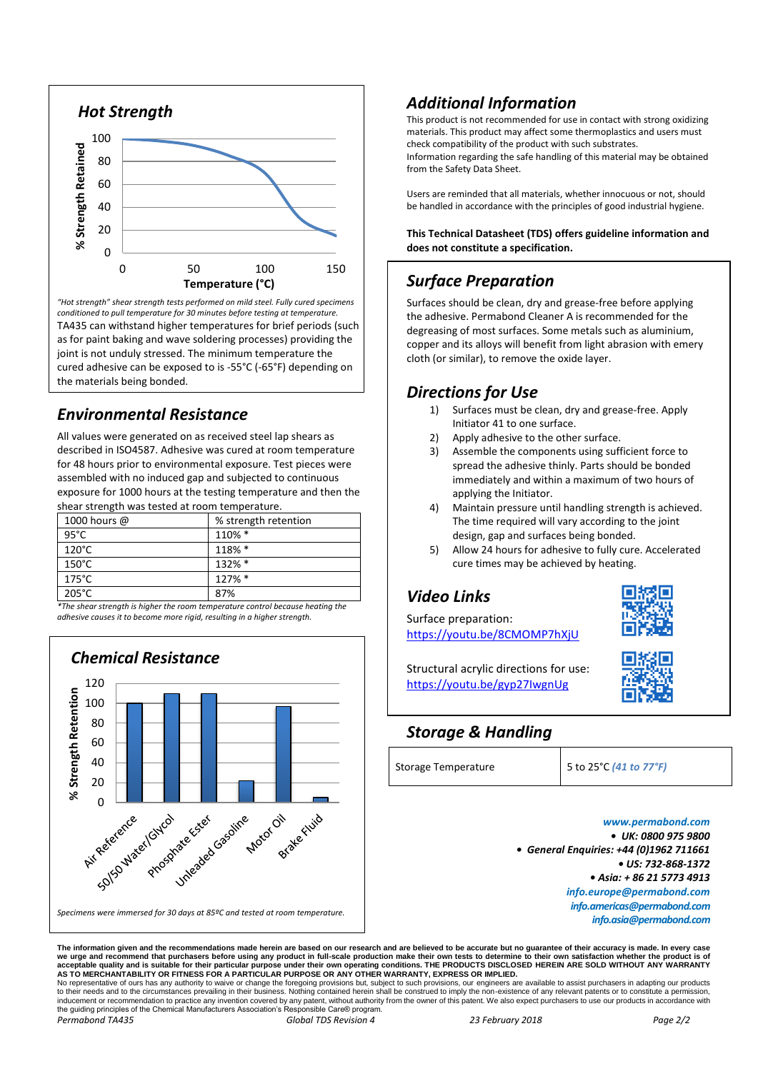## Hot Strength

100
80
60
40
20
0

% Strength Retained

0
50
100
150

Temperature (°C)

*"Hot strength" shear strength tests performed on mild steel. Fully cured specimens conditioned to pull temperature for 30 minutes before testing at temperature.*

TA435 can withstand higher temperatures for brief periods (such as for paint baking and wave soldering processes) providing the joint is not unduly stressed. The minimum temperature the cured adhesive can be exposed to is -55°C (-65°F) depending on the materials being bonded.

## Environmental Resistance

All values were generated on as received steel lap shears as described in ISO4587. Adhesive was cured at room temperature for 48 hours prior to environmental exposure. Test pieces were assembled with no induced gap and subjected to continuous exposure for 1000 hours at the testing temperature and then the shear strength was tested at room temperature.

| 1000 hours @ | % strength retention |
|---|---|
| 95°C | 110% * |
| 120°C | 118% * |
| 150°C | 132% * |
| 175°C | 127% * |
| 205°C | 87% |

*\*The shear strength is higher the room temperature control because heating the adhesive causes it to become more rigid, resulting in a higher strength.*

## Chemical Resistance

120
100
80
60
40
20
0

% Strength Retention

Air Reference
50/50 Water/Glycol
Phosphate Ester
Unleaded Gasoline
Motor Oil
Brake Fluid

*Specimens were immersed for 30 days at 85ºC and tested at room temperature.*

## Additional Information

This product is not recommended for use in contact with strong oxidizing materials. This product may affect some thermoplastics and users must check compatibility of the product with such substrates.
Information regarding the safe handling of this material may be obtained from the Safety Data Sheet.

Users are reminded that all materials, whether innocuous or not, should be handled in accordance with the principles of good industrial hygiene.

**This Technical Datasheet (TDS) offers guideline information and does not constitute a specification.**

## Surface Preparation

Surfaces should be clean, dry and grease-free before applying the adhesive. Permabond Cleaner A is recommended for the degreasing of most surfaces. Some metals such as aluminium, copper and its alloys will benefit from light abrasion with emery cloth (or similar), to remove the oxide layer.

## Directions for Use

1) Surfaces must be clean, dry and grease-free. Apply Initiator 41 to one surface.
2) Apply adhesive to the other surface.
3) Assemble the components using sufficient force to spread the adhesive thinly. Parts should be bonded immediately and within a maximum of two hours of applying the Initiator.
4) Maintain pressure until handling strength is achieved. The time required will vary according to the joint design, gap and surfaces being bonded.
5) Allow 24 hours for adhesive to fully cure. Accelerated cure times may be achieved by heating.

## Video Links

Surface preparation:
https://youtu.be/8CMOMP7hXjU

Structural acrylic directions for use:
https://youtu.be/gyp27IwgnUg

## Storage & Handling

| | |
|---|---|
| Storage Temperature | 5 to 25°C *(41 to 77°F)* |

***www.permabond.com***
***• UK: 0800 975 9800***
***• General Enquiries: +44 (0)1962 711661***
***• US: 732-868-1372***
***• Asia: + 86 21 5773 4913***
***info.europe@permabond.com***
***info.americas@permabond.com***
***info.asia@permabond.com***

**The information given and the recommendations made herein are based on our research and are believed to be accurate but no guarantee of their accuracy is made. In every case we urge and recommend that purchasers before using any product in full-scale production make their own tests to their own satisfaction whether the product is of acceptable quality and is suitable for their particular purpose under their own operating conditions. THE PRODUCTS DISCLOSED HEREIN ARE SOLD WITHOUT ANY WARRANTY AS TO MERCHANTABILITY OR FITNESS FOR A PARTICULAR PURPOSE OR ANY OTHER WARRANTY, EXPRESS OR IMPLIED.**
No representative of ours has any authority to waive or change the foregoing provisions but, subject to such provisions, our engineers are available to assist purchasers in adapting our products to their needs and to the circumstances prevailing in their business. Nothing contained herein shall be construed to imply the non-existence of any relevant patents or to constitute a permission, inducement or recommendation to practice any invention covered by any patent, without authority from the owner of this patent. We also expect purchasers to use our products in accordance with the guiding principles of the Chemical Manufacturers Association's Responsible Care® program.

*Permabond TA435* *Global TDS Revision 4* *23 February 2018*